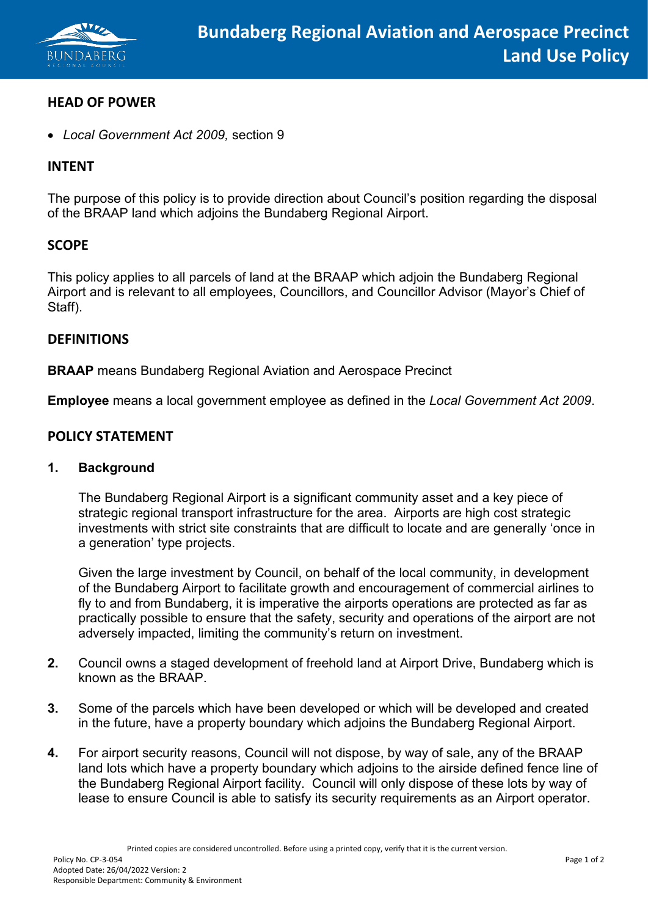# Bundaberg Regional Aviation and Aerospace Precinct Land Use Policy

## HEAD OF POWER

- *Local Government Act 2009,* section 9

## INTENT

The purpose of this policy is to provide direction about Council's position regarding the disposal of the BRAAP land which adjoins the Bundaberg Regional Airport.

## SCOPE

This policy applies to all parcels of land at the BRAAP which adjoin the Bundaberg Regional Airport and is relevant to all employees, Councillors, and Councillor Advisor (Mayor's Chief of Staff).

## DEFINITIONS

**BRAAP** means Bundaberg Regional Aviation and Aerospace Precinct

**Employee** means a local government employee as defined in the *Local Government Act 2009*.

## POLICY STATEMENT

1. **Background**

   The Bundaberg Regional Airport is a significant community asset and a key piece of strategic regional transport infrastructure for the area. Airports are high cost strategic investments with strict site constraints that are difficult to locate and are generally 'once in a generation' type projects.

   Given the large investment by Council, on behalf of the local community, in development of the Bundaberg Airport to facilitate growth and encouragement of commercial airlines to fly to and from Bundaberg, it is imperative the airports operations are protected as far as practically possible to ensure that the safety, security and operations of the airport are not adversely impacted, limiting the community's return on investment.

2. Council owns a staged development of freehold land at Airport Drive, Bundaberg which is known as the BRAAP.

3. Some of the parcels which have been developed or which will be developed and created in the future, have a property boundary which adjoins the Bundaberg Regional Airport.

4. For airport security reasons, Council will not dispose, by way of sale, any of the BRAAP land lots which have a property boundary which adjoins to the airside defined fence line of the Bundaberg Regional Airport facility. Council will only dispose of these lots by way of lease to ensure Council is able to satisfy its security requirements as an Airport operator.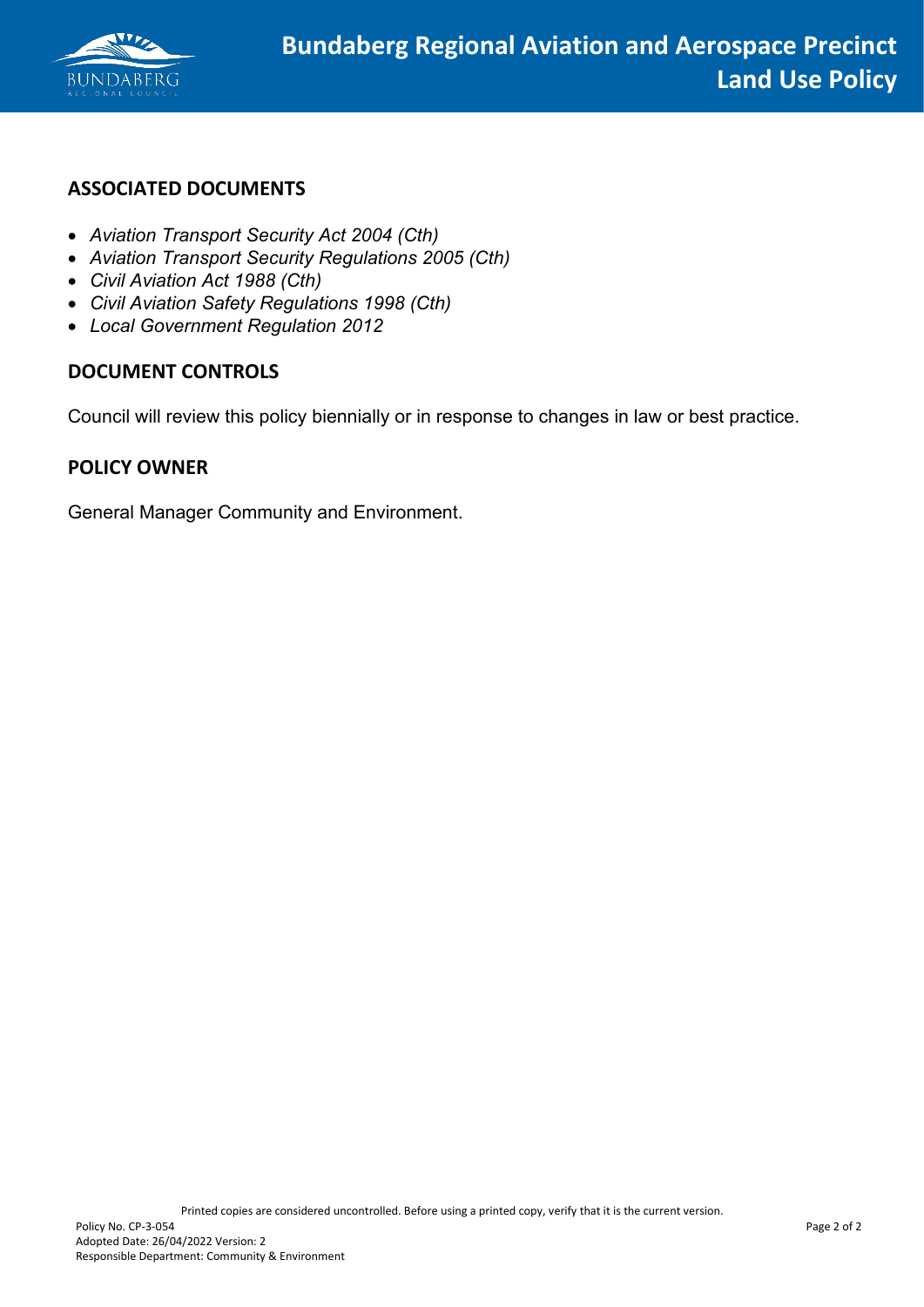## ASSOCIATED DOCUMENTS

- *Aviation Transport Security Act 2004 (Cth)*
- *Aviation Transport Security Regulations 2005 (Cth)*
- *Civil Aviation Act 1988 (Cth)*
- *Civil Aviation Safety Regulations 1998 (Cth)*
- *Local Government Regulation 2012*

## DOCUMENT CONTROLS

Council will review this policy biennially or in response to changes in law or best practice.

## POLICY OWNER

General Manager Community and Environment.